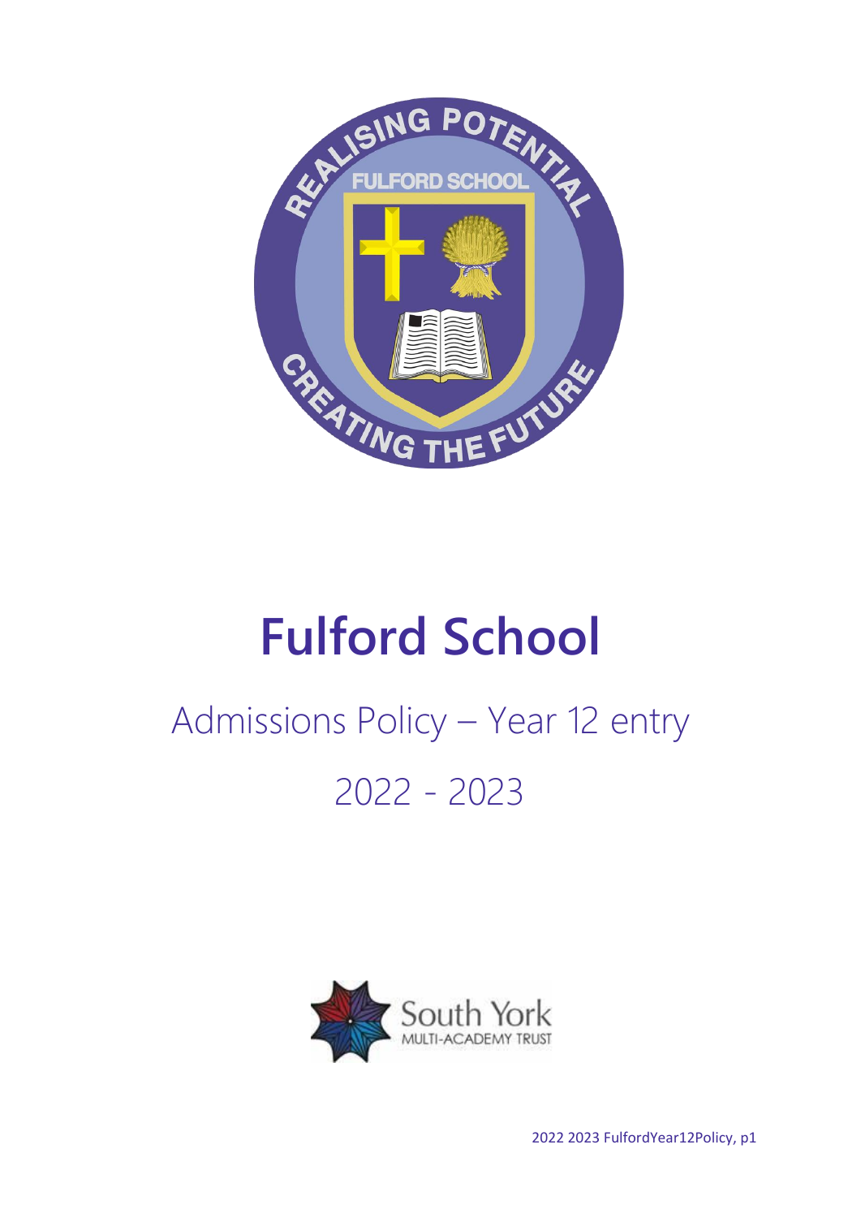# Fulford School

## Admissions Policy – Year 12 entry

## 2022 - 2023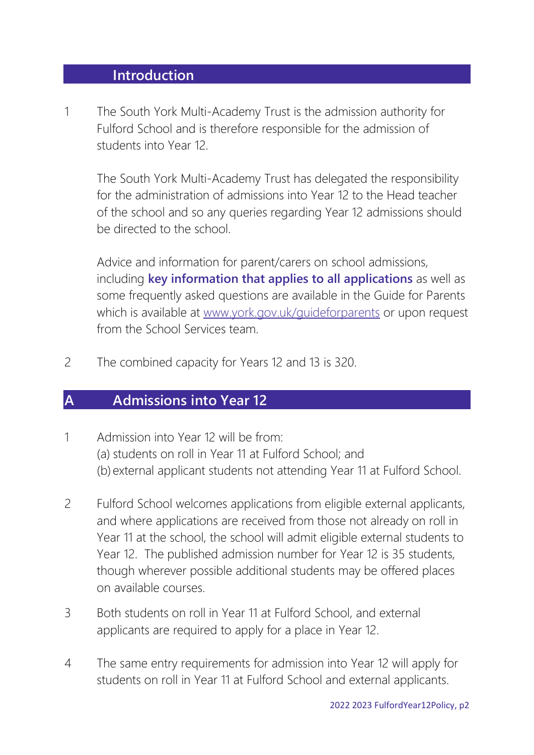## Introduction

1 The South York Multi-Academy Trust is the admission authority for Fulford School and is therefore responsible for the admission of students into Year 12.

The South York Multi-Academy Trust has delegated the responsibility for the administration of admissions into Year 12 to the Head teacher of the school and so any queries regarding Year 12 admissions should be directed to the school.

Advice and information for parent/carers on school admissions, including **key information that applies to all applications** as well as some frequently asked questions are available in the Guide for Parents which is available at [www.york.gov.uk/guideforparents](www.york.gov.uk/guideforparents) or upon request from the School Services team.

2 The combined capacity for Years 12 and 13 is 320.

## A Admissions into Year 12

1 Admission into Year 12 will be from:
(a) students on roll in Year 11 at Fulford School; and
(b) external applicant students not attending Year 11 at Fulford School.

2 Fulford School welcomes applications from eligible external applicants, and where applications are received from those not already on roll in Year 11 at the school, the school will admit eligible external students to Year 12. The published admission number for Year 12 is 35 students, though wherever possible additional students may be offered places on available courses.

3 Both students on roll in Year 11 at Fulford School, and external applicants are required to apply for a place in Year 12.

4 The same entry requirements for admission into Year 12 will apply for students on roll in Year 11 at Fulford School and external applicants.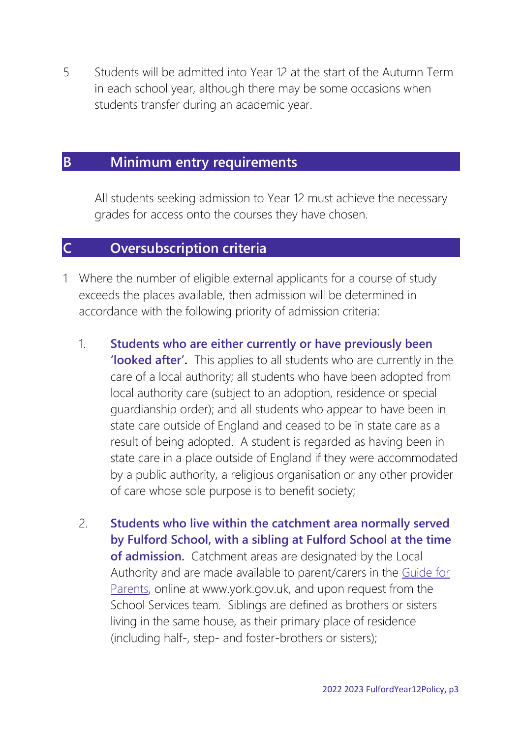5 Students will be admitted into Year 12 at the start of the Autumn Term in each school year, although there may be some occasions when students transfer during an academic year.

## B Minimum entry requirements

All students seeking admission to Year 12 must achieve the necessary grades for access onto the courses they have chosen.

## C Oversubscription criteria

1 Where the number of eligible external applicants for a course of study exceeds the places available, then admission will be determined in accordance with the following priority of admission criteria:

1. **Students who are either currently or have previously been 'looked after'.** This applies to all students who are currently in the care of a local authority; all students who have been adopted from local authority care (subject to an adoption, residence or special guardianship order); and all students who appear to have been in state care outside of England and ceased to be in state care as a result of being adopted. A student is regarded as having been in state care in a place outside of England if they were accommodated by a public authority, a religious organisation or any other provider of care whose sole purpose is to benefit society;

2. **Students who live within the catchment area normally served by Fulford School, with a sibling at Fulford School at the time of admission.** Catchment areas are designated by the Local Authority and are made available to parent/carers in the Guide for Parents, online at www.york.gov.uk, and upon request from the School Services team. Siblings are defined as brothers or sisters living in the same house, as their primary place of residence (including half-, step- and foster-brothers or sisters);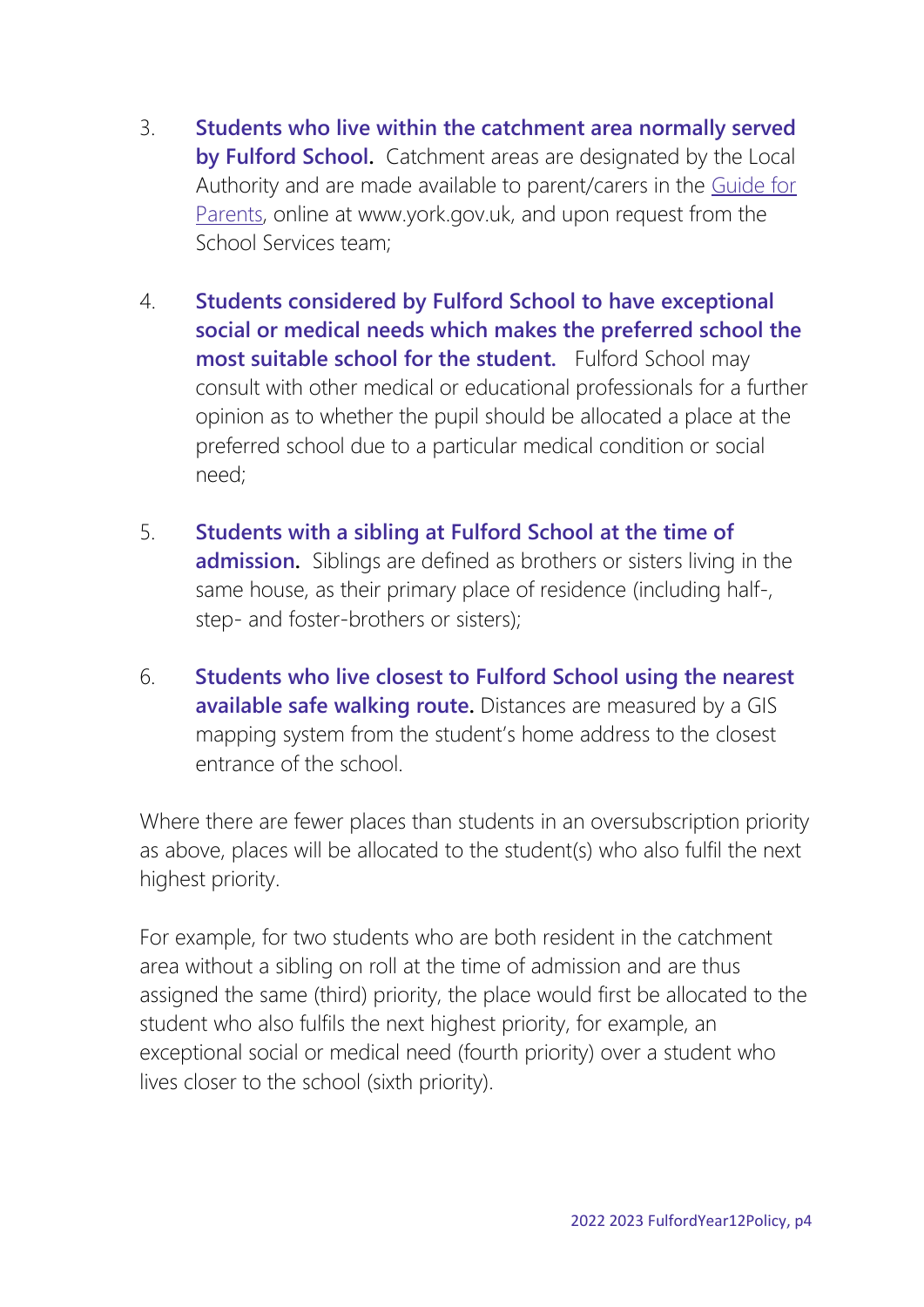3. **Students who live within the catchment area normally served by Fulford School.** Catchment areas are designated by the Local Authority and are made available to parent/carers in the Guide for Parents, online at www.york.gov.uk, and upon request from the School Services team;

4. **Students considered by Fulford School to have exceptional social or medical needs which makes the preferred school the most suitable school for the student.** Fulford School may consult with other medical or educational professionals for a further opinion as to whether the pupil should be allocated a place at the preferred school due to a particular medical condition or social need;

5. **Students with a sibling at Fulford School at the time of admission.** Siblings are defined as brothers or sisters living in the same house, as their primary place of residence (including half-, step- and foster-brothers or sisters);

6. **Students who live closest to Fulford School using the nearest available safe walking route.** Distances are measured by a GIS mapping system from the student's home address to the closest entrance of the school.

Where there are fewer places than students in an oversubscription priority as above, places will be allocated to the student(s) who also fulfil the next highest priority.

For example, for two students who are both resident in the catchment area without a sibling on roll at the time of admission and are thus assigned the same (third) priority, the place would first be allocated to the student who also fulfils the next highest priority, for example, an exceptional social or medical need (fourth priority) over a student who lives closer to the school (sixth priority).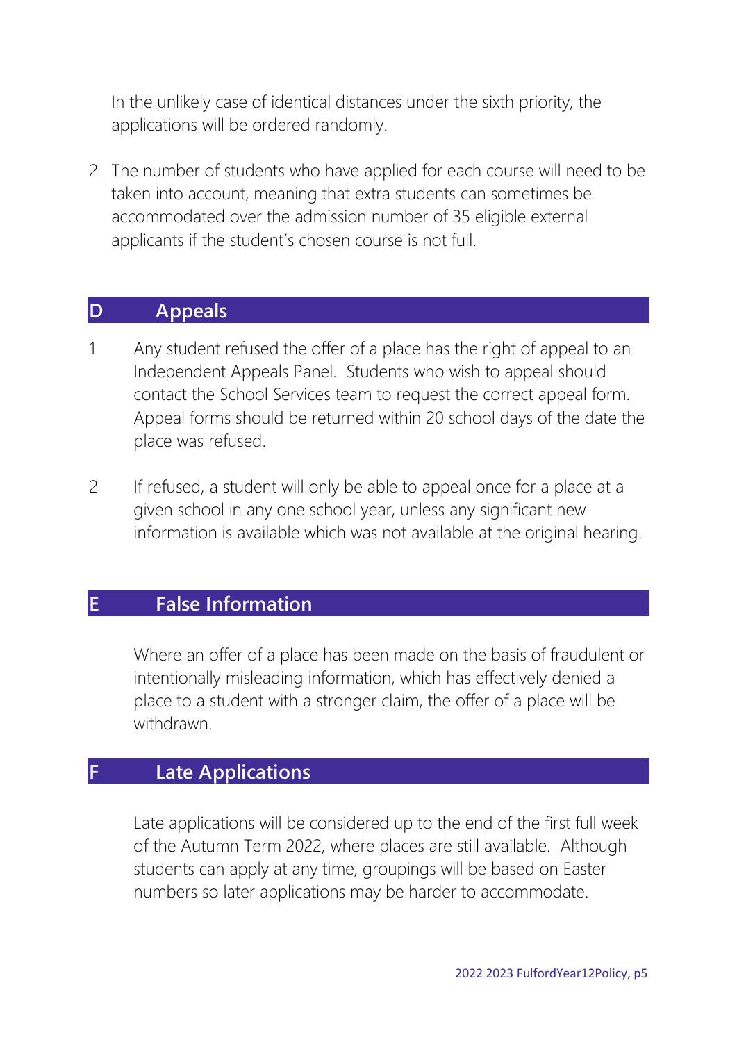In the unlikely case of identical distances under the sixth priority, the applications will be ordered randomly.

2 The number of students who have applied for each course will need to be taken into account, meaning that extra students can sometimes be accommodated over the admission number of 35 eligible external applicants if the student's chosen course is not full.

## D Appeals

1 Any student refused the offer of a place has the right of appeal to an Independent Appeals Panel. Students who wish to appeal should contact the School Services team to request the correct appeal form. Appeal forms should be returned within 20 school days of the date the place was refused.

2 If refused, a student will only be able to appeal once for a place at a given school in any one school year, unless any significant new information is available which was not available at the original hearing.

## E False Information

Where an offer of a place has been made on the basis of fraudulent or intentionally misleading information, which has effectively denied a place to a student with a stronger claim, the offer of a place will be withdrawn.

## F Late Applications

Late applications will be considered up to the end of the first full week of the Autumn Term 2022, where places are still available. Although students can apply at any time, groupings will be based on Easter numbers so later applications may be harder to accommodate.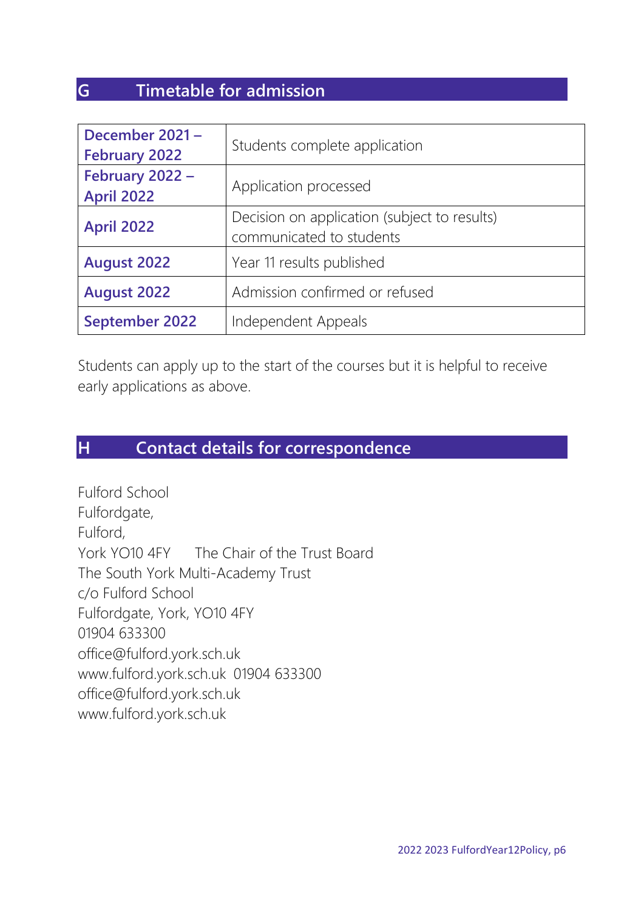## G Timetable for admission

| | |
|---|---|
| **December 2021 – February 2022** | Students complete application |
| **February 2022 – April 2022** | Application processed |
| **April 2022** | Decision on application (subject to results) communicated to students |
| **August 2022** | Year 11 results published |
| **August 2022** | Admission confirmed or refused |
| **September 2022** | Independent Appeals |

Students can apply up to the start of the courses but it is helpful to receive early applications as above.

## H Contact details for correspondence

Fulford School
Fulfordgate,
Fulford,
York YO10 4FY
01904 633300
office@fulford.york.sch.uk
www.fulford.york.sch.uk

The Chair of the Trust Board
The South York Multi-Academy Trust
c/o Fulford School
Fulfordgate, York, YO10 4FY
01904 633300
office@fulford.york.sch.uk
www.fulford.york.sch.uk